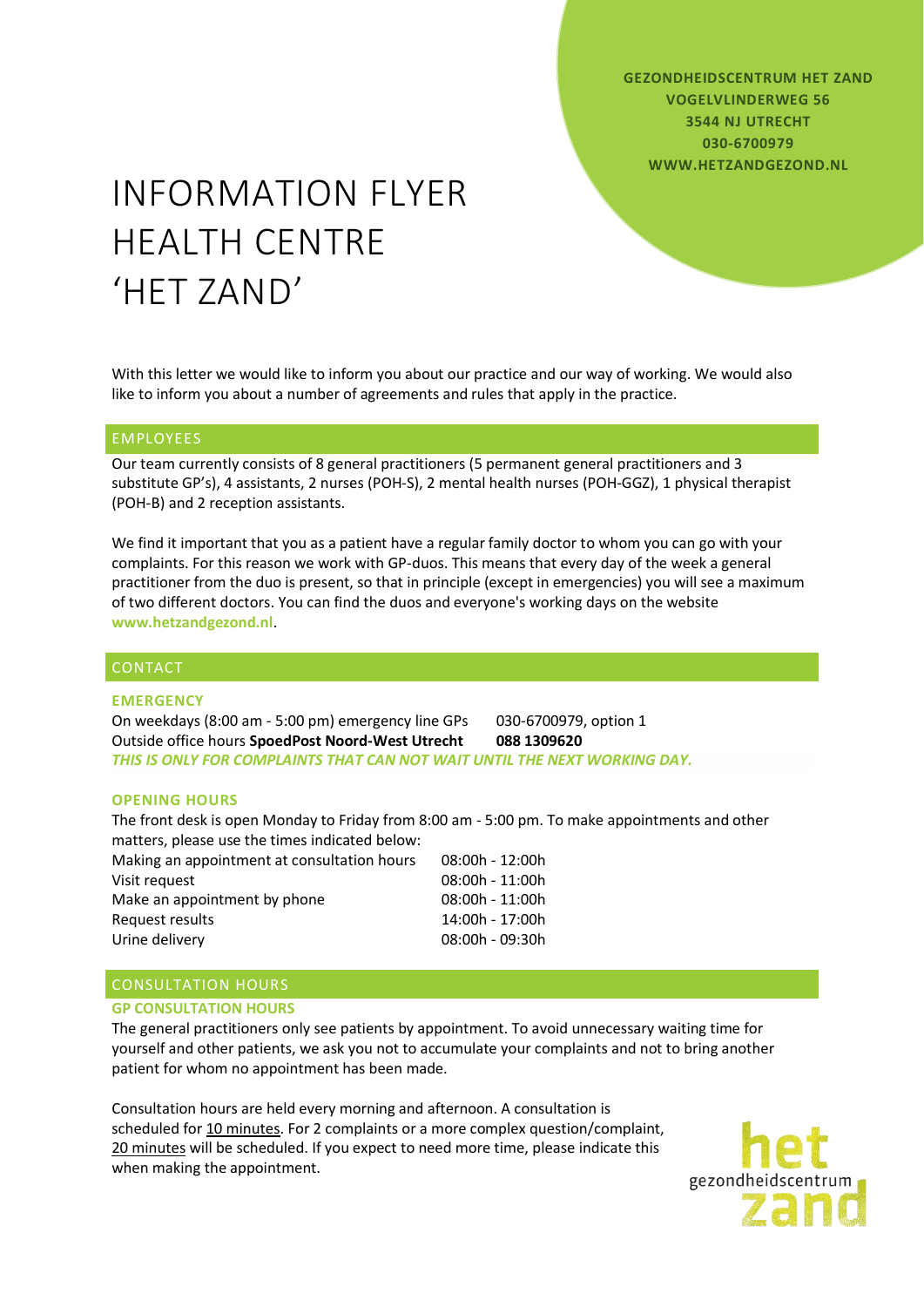**GEZONDHEIDSCENTRUM HET ZAND**
**VOGELVLINDERWEG 56**
**3544 NJ UTRECHT**
**030-6700979**
**WWW.HETZANDGEZOND.NL**

# INFORMATION FLYER HEALTH CENTRE 'HET ZAND'

With this letter we would like to inform you about our practice and our way of working. We would also like to inform you about a number of agreements and rules that apply in the practice.

## EMPLOYEES

Our team currently consists of 8 general practitioners (5 permanent general practitioners and 3 substitute GP's), 4 assistants, 2 nurses (POH-S), 2 mental health nurses (POH-GGZ), 1 physical therapist (POH-B) and 2 reception assistants.

We find it important that you as a patient have a regular family doctor to whom you can go with your complaints. For this reason we work with GP-duos. This means that every day of the week a general practitioner from the duo is present, so that in principle (except in emergencies) you will see a maximum of two different doctors. You can find the duos and everyone's working days on the website **www.hetzandgezond.nl**.

## CONTACT

### EMERGENCY

| | |
|---|---|
| On weekdays (8:00 am - 5:00 pm) emergency line GPs | 030-6700979, option 1 |
| Outside office hours **SpoedPost Noord-West Utrecht** | **088 1309620** |

***THIS IS ONLY FOR COMPLAINTS THAT CAN NOT WAIT UNTIL THE NEXT WORKING DAY.***

### OPENING HOURS

The front desk is open Monday to Friday from 8:00 am - 5:00 pm. To make appointments and other matters, please use the times indicated below:

| | |
|---|---|
| Making an appointment at consultation hours | 08:00h - 12:00h |
| Visit request | 08:00h - 11:00h |
| Make an appointment by phone | 08:00h - 11:00h |
| Request results | 14:00h - 17:00h |
| Urine delivery | 08:00h - 09:30h |

## CONSULTATION HOURS

### GP CONSULTATION HOURS

The general practitioners only see patients by appointment. To avoid unnecessary waiting time for yourself and other patients, we ask you not to accumulate your complaints and not to bring another patient for whom no appointment has been made.

Consultation hours are held every morning and afternoon. A consultation is scheduled for 10 minutes. For 2 complaints or a more complex question/complaint, 20 minutes will be scheduled. If you expect to need more time, please indicate this when making the appointment.

het gezondheidscentrum zand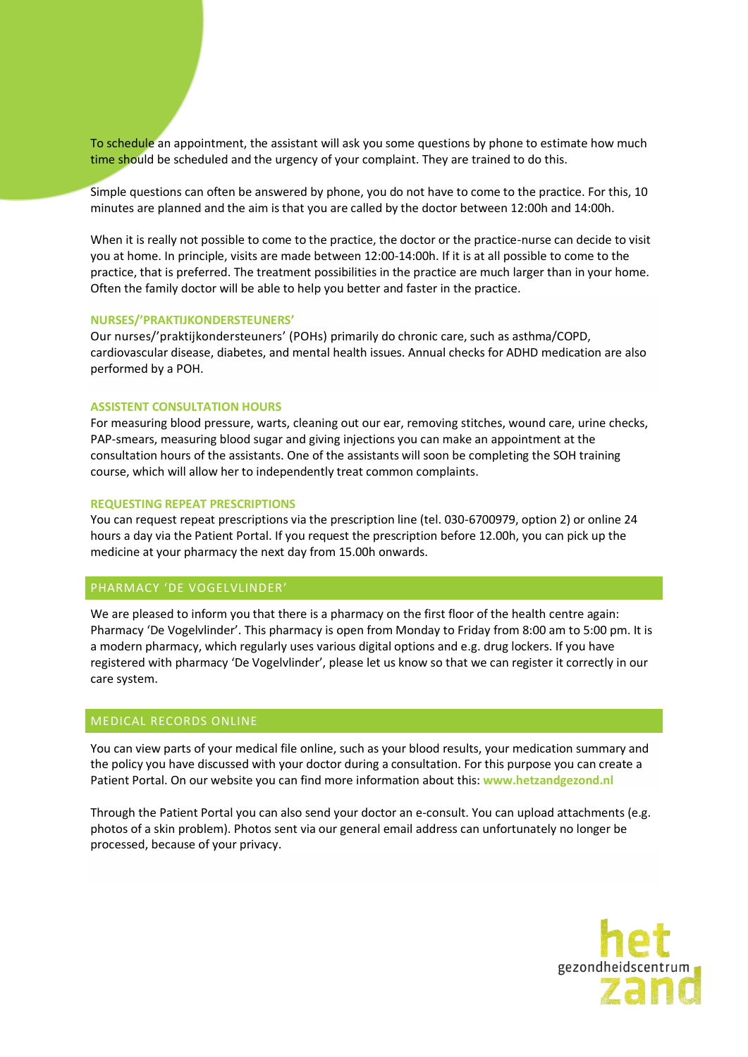To schedule an appointment, the assistant will ask you some questions by phone to estimate how much time should be scheduled and the urgency of your complaint. They are trained to do this.

Simple questions can often be answered by phone, you do not have to come to the practice. For this, 10 minutes are planned and the aim is that you are called by the doctor between 12:00h and 14:00h.

When it is really not possible to come to the practice, the doctor or the practice-nurse can decide to visit you at home. In principle, visits are made between 12:00-14:00h. If it is at all possible to come to the practice, that is preferred. The treatment possibilities in the practice are much larger than in your home. Often the family doctor will be able to help you better and faster in the practice.

### NURSES/'PRAKTIJKONDERSTEUNERS'

Our nurses/'praktijkondersteuners' (POHs) primarily do chronic care, such as asthma/COPD, cardiovascular disease, diabetes, and mental health issues. Annual checks for ADHD medication are also performed by a POH.

### ASSISTENT CONSULTATION HOURS

For measuring blood pressure, warts, cleaning out our ear, removing stitches, wound care, urine checks, PAP-smears, measuring blood sugar and giving injections you can make an appointment at the consultation hours of the assistants. One of the assistants will soon be completing the SOH training course, which will allow her to independently treat common complaints.

### REQUESTING REPEAT PRESCRIPTIONS

You can request repeat prescriptions via the prescription line (tel. 030-6700979, option 2) or online 24 hours a day via the Patient Portal. If you request the prescription before 12.00h, you can pick up the medicine at your pharmacy the next day from 15.00h onwards.

## PHARMACY 'DE VOGELVLINDER'

We are pleased to inform you that there is a pharmacy on the first floor of the health centre again: Pharmacy 'De Vogelvlinder'. This pharmacy is open from Monday to Friday from 8:00 am to 5:00 pm. It is a modern pharmacy, which regularly uses various digital options and e.g. drug lockers. If you have registered with pharmacy 'De Vogelvlinder', please let us know so that we can register it correctly in our care system.

## MEDICAL RECORDS ONLINE

You can view parts of your medical file online, such as your blood results, your medication summary and the policy you have discussed with your doctor during a consultation. For this purpose you can create a Patient Portal. On our website you can find more information about this: **www.hetzandgezond.nl**

Through the Patient Portal you can also send your doctor an e-consult. You can upload attachments (e.g. photos of a skin problem). Photos sent via our general email address can unfortunately no longer be processed, because of your privacy.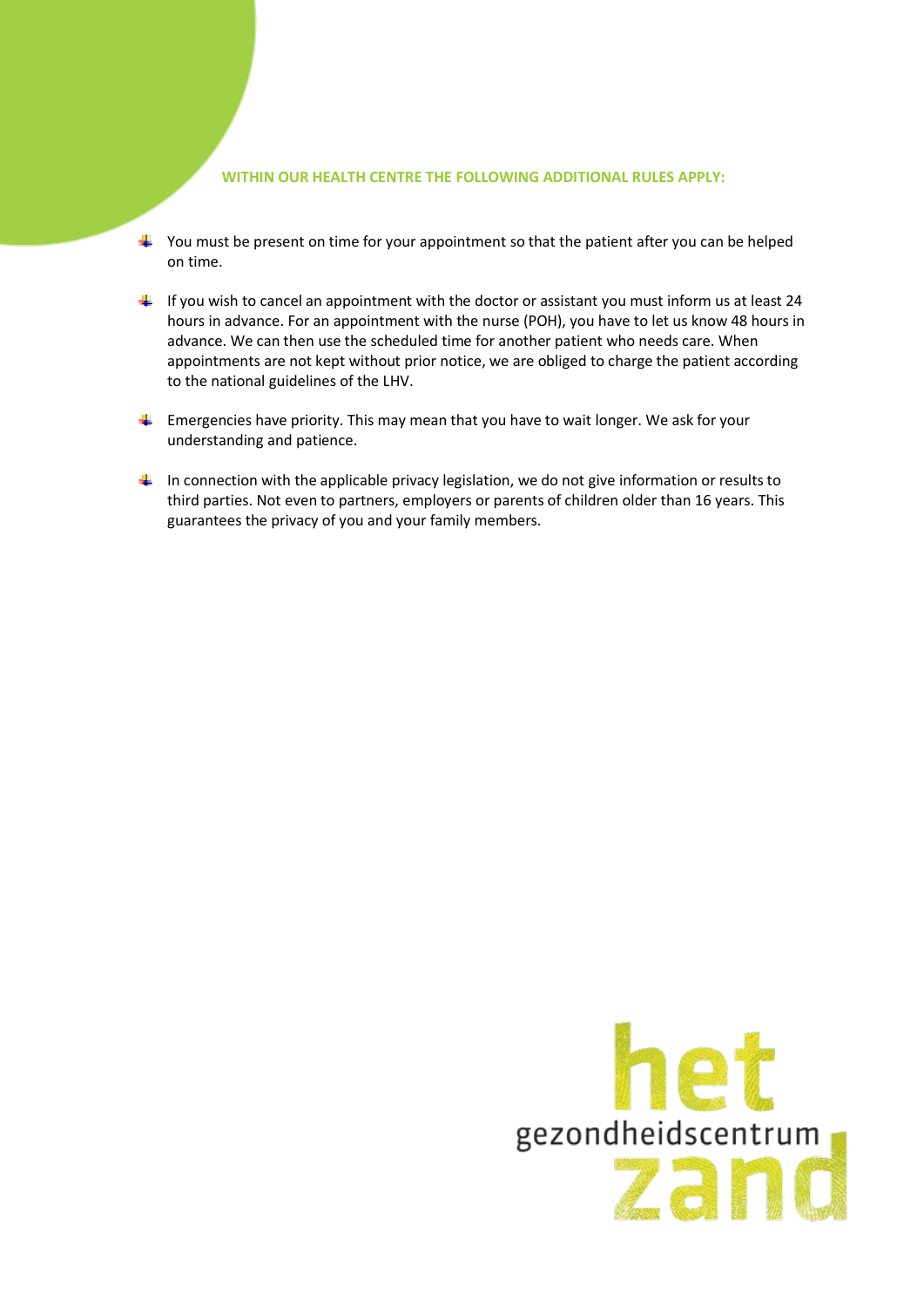## WITHIN OUR HEALTH CENTRE THE FOLLOWING ADDITIONAL RULES APPLY:

- You must be present on time for your appointment so that the patient after you can be helped on time.
- If you wish to cancel an appointment with the doctor or assistant you must inform us at least 24 hours in advance. For an appointment with the nurse (POH), you have to let us know 48 hours in advance. We can then use the scheduled time for another patient who needs care. When appointments are not kept without prior notice, we are obliged to charge the patient according to the national guidelines of the LHV.
- Emergencies have priority. This may mean that you have to wait longer. We ask for your understanding and patience.
- In connection with the applicable privacy legislation, we do not give information or results to third parties. Not even to partners, employers or parents of children older than 16 years. This guarantees the privacy of you and your family members.

het gezondheidscentrum zand